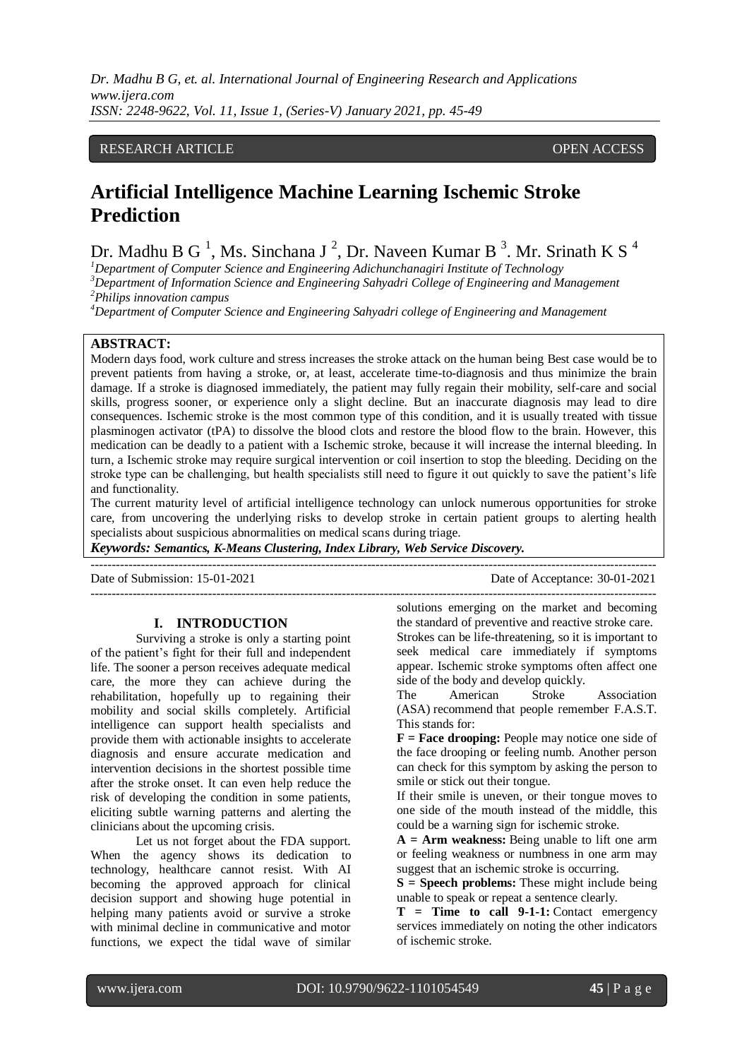RESEARCH ARTICLE OPEN ACCESS

# Artificial Intelligence Machine Learning Ischemic Stroke Prediction

Dr. Madhu B G [1], Ms. Sinchana J [2], Dr. Naveen Kumar B [3]. Mr. Srinath K S [4]

[1]Department of Computer Science and Engineering Adichunchanagiri Institute of Technology
[3]Department of Information Science and Engineering Sahyadri College of Engineering and Management
[2]Philips innovation campus
[4]Department of Computer Science and Engineering Sahyadri college of Engineering and Management

## ABSTRACT:

Modern days food, work culture and stress increases the stroke attack on the human being Best case would be to prevent patients from having a stroke, or, at least, accelerate time-to-diagnosis and thus minimize the brain damage. If a stroke is diagnosed immediately, the patient may fully regain their mobility, self-care and social skills, progress sooner, or experience only a slight decline. But an inaccurate diagnosis may lead to dire consequences. Ischemic stroke is the most common type of this condition, and it is usually treated with tissue plasminogen activator (tPA) to dissolve the blood clots and restore the blood flow to the brain. However, this medication can be deadly to a patient with a Ischemic stroke, because it will increase the internal bleeding. In turn, a Ischemic stroke may require surgical intervention or coil insertion to stop the bleeding. Deciding on the stroke type can be challenging, but health specialists still need to figure it out quickly to save the patient's life and functionality.

The current maturity level of artificial intelligence technology can unlock numerous opportunities for stroke care, from uncovering the underlying risks to develop stroke in certain patient groups to alerting health specialists about suspicious abnormalities on medical scans during triage.

***Keywords: Semantics, K-Means Clustering, Index Library, Web Service Discovery.***

---

Date of Submission: 15-01-2021 Date of Acceptance: 30-01-2021

---

## I. INTRODUCTION

Surviving a stroke is only a starting point of the patient's fight for their full and independent life. The sooner a person receives adequate medical care, the more they can achieve during the rehabilitation, hopefully up to regaining their mobility and social skills completely. Artificial intelligence can support health specialists and provide them with actionable insights to accelerate diagnosis and ensure accurate medication and intervention decisions in the shortest possible time after the stroke onset. It can even help reduce the risk of developing the condition in some patients, eliciting subtle warning patterns and alerting the clinicians about the upcoming crisis.

Let us not forget about the FDA support. When the agency shows its dedication to technology, healthcare cannot resist. With AI becoming the approved approach for clinical decision support and showing huge potential in helping many patients avoid or survive a stroke with minimal decline in communicative and motor functions, we expect the tidal wave of similar solutions emerging on the market and becoming the standard of preventive and reactive stroke care.

Strokes can be life-threatening, so it is important to seek medical care immediately if symptoms appear. Ischemic stroke symptoms often affect one side of the body and develop quickly.

The American Stroke Association (ASA) recommend that people remember F.A.S.T. This stands for:

**F = Face drooping:** People may notice one side of the face drooping or feeling numb. Another person can check for this symptom by asking the person to smile or stick out their tongue.

If their smile is uneven, or their tongue moves to one side of the mouth instead of the middle, this could be a warning sign for ischemic stroke.

**A = Arm weakness:** Being unable to lift one arm or feeling weakness or numbness in one arm may suggest that an ischemic stroke is occurring.

**S = Speech problems:** These might include being unable to speak or repeat a sentence clearly.

**T = Time to call 9-1-1:** Contact emergency services immediately on noting the other indicators of ischemic stroke.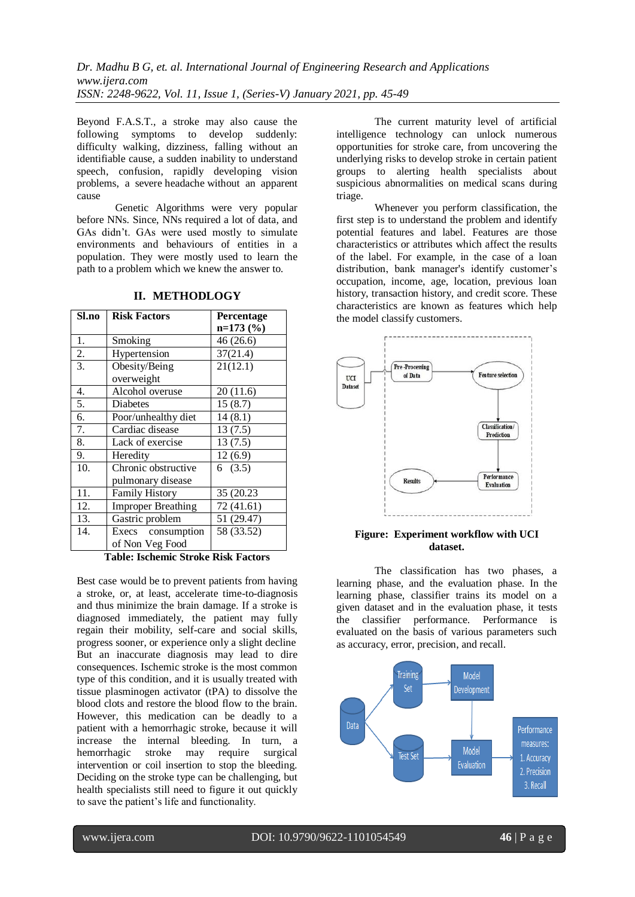Beyond F.A.S.T., a stroke may also cause the following symptoms to develop suddenly: difficulty walking, dizziness, falling without an identifiable cause, a sudden inability to understand speech, confusion, rapidly developing vision problems, a severe headache without an apparent cause

Genetic Algorithms were very popular before NNs. Since, NNs required a lot of data, and GAs didn't. GAs were used mostly to simulate environments and behaviours of entities in a population. They were mostly used to learn the path to a problem which we knew the answer to.

## II. METHODLOGY

| Sl.no | Risk Factors | Percentage n=173 (%) |
|---|---|---|
| 1. | Smoking | 46 (26.6) |
| 2. | Hypertension | 37(21.4) |
| 3. | Obesity/Being overweight | 21(12.1) |
| 4. | Alcohol overuse | 20 (11.6) |
| 5. | Diabetes | 15 (8.7) |
| 6. | Poor/unhealthy diet | 14 (8.1) |
| 7. | Cardiac disease | 13 (7.5) |
| 8. | Lack of exercise | 13 (7.5) |
| 9. | Heredity | 12 (6.9) |
| 10. | Chronic obstructive pulmonary disease | 6 (3.5) |
| 11. | Family History | 35 (20.23 |
| 12. | Improper Breathing | 72 (41.61) |
| 13. | Gastric problem | 51 (29.47) |
| 14. | Execs consumption of Non Veg Food | 58 (33.52) |

**Table: Ischemic Stroke Risk Factors**

Best case would be to prevent patients from having a stroke, or, at least, accelerate time-to-diagnosis and thus minimize the brain damage. If a stroke is diagnosed immediately, the patient may fully regain their mobility, self-care and social skills, progress sooner, or experience only a slight decline But an inaccurate diagnosis may lead to dire consequences. Ischemic stroke is the most common type of this condition, and it is usually treated with tissue plasminogen activator (tPA) to dissolve the blood clots and restore the blood flow to the brain. However, this medication can be deadly to a patient with a hemorrhagic stroke, because it will increase the internal bleeding. In turn, a hemorrhagic stroke may require surgical intervention or coil insertion to stop the bleeding. Deciding on the stroke type can be challenging, but health specialists still need to figure it out quickly to save the patient's life and functionality.

The current maturity level of artificial intelligence technology can unlock numerous opportunities for stroke care, from uncovering the underlying risks to develop stroke in certain patient groups to alerting health specialists about suspicious abnormalities on medical scans during triage.

Whenever you perform classification, the first step is to understand the problem and identify potential features and label. Features are those characteristics or attributes which affect the results of the label. For example, in the case of a loan distribution, bank manager's identify customer's occupation, income, age, location, previous loan history, transaction history, and credit score. These characteristics are known as features which help the model classify customers.

**Figure: Experiment workflow with UCI dataset.**

The classification has two phases, a learning phase, and the evaluation phase. In the learning phase, classifier trains its model on a given dataset and in the evaluation phase, it tests the classifier performance. Performance is evaluated on the basis of various parameters such as accuracy, error, precision, and recall.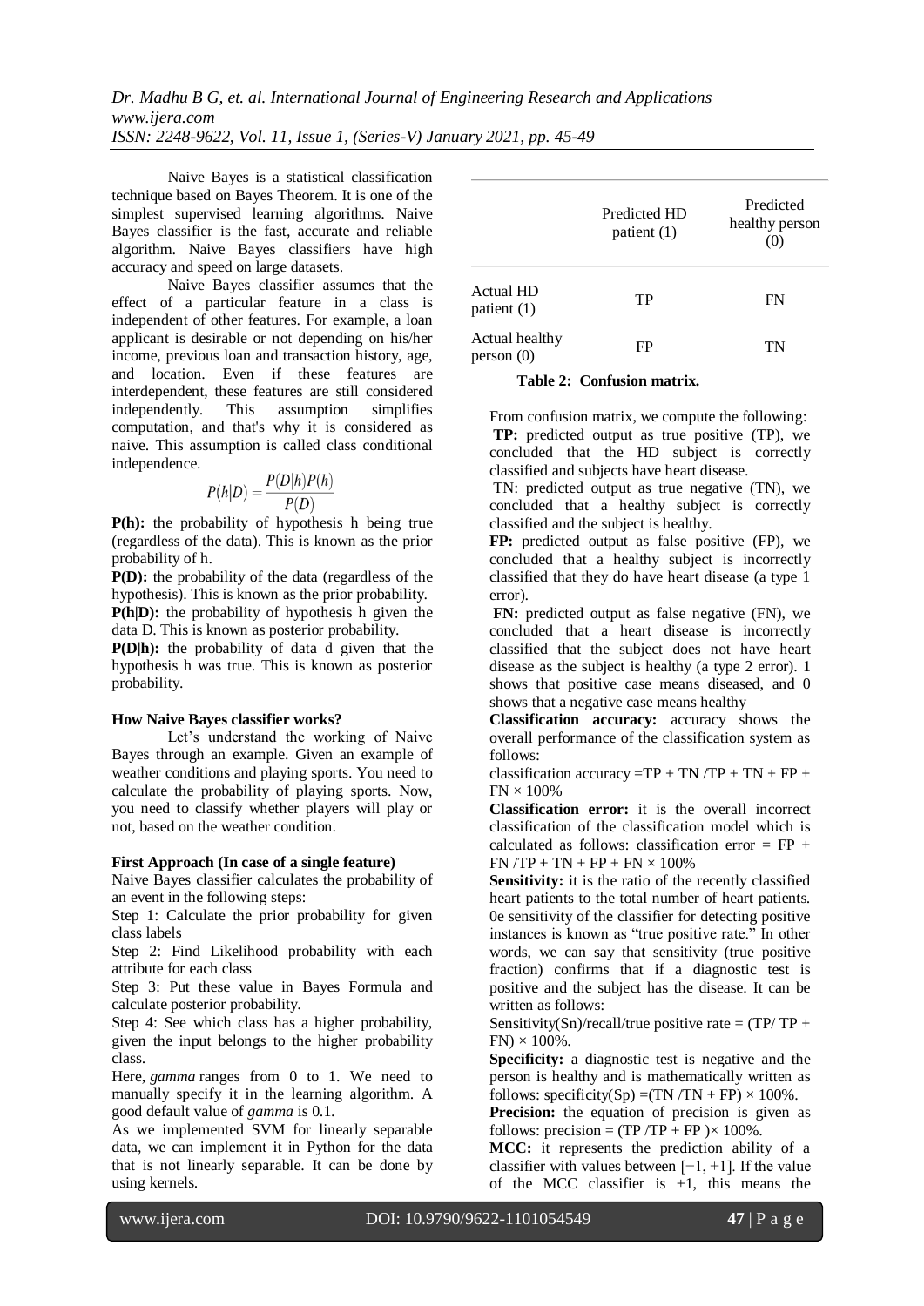Naive Bayes is a statistical classification technique based on Bayes Theorem. It is one of the simplest supervised learning algorithms. Naive Bayes classifier is the fast, accurate and reliable algorithm. Naive Bayes classifiers have high accuracy and speed on large datasets.

Naive Bayes classifier assumes that the effect of a particular feature in a class is independent of other features. For example, a loan applicant is desirable or not depending on his/her income, previous loan and transaction history, age, and location. Even if these features are interdependent, these features are still considered independently. This assumption simplifies computation, and that's why it is considered as naive. This assumption is called class conditional independence.

$$P(h|D) = \frac{P(D|h)P(h)}{P(D)}$$

**P(h):** the probability of hypothesis h being true (regardless of the data). This is known as the prior probability of h.

**P(D):** the probability of the data (regardless of the hypothesis). This is known as the prior probability.

**P(h|D):** the probability of hypothesis h given the data D. This is known as posterior probability.

**P(D|h):** the probability of data d given that the hypothesis h was true. This is known as posterior probability.

**How Naive Bayes classifier works?**

Let's understand the working of Naive Bayes through an example. Given an example of weather conditions and playing sports. You need to calculate the probability of playing sports. Now, you need to classify whether players will play or not, based on the weather condition.

**First Approach (In case of a single feature)**

Naive Bayes classifier calculates the probability of an event in the following steps:

Step 1: Calculate the prior probability for given class labels

Step 2: Find Likelihood probability with each attribute for each class

Step 3: Put these value in Bayes Formula and calculate posterior probability.

Step 4: See which class has a higher probability, given the input belongs to the higher probability class.

Here, *gamma* ranges from 0 to 1. We need to manually specify it in the learning algorithm. A good default value of *gamma* is 0.1.

As we implemented SVM for linearly separable data, we can implement it in Python for the data that is not linearly separable. It can be done by using kernels.

| | Predicted HD patient (1) | Predicted healthy person (0) |
|---|---|---|
| Actual HD patient (1) | TP | FN |
| Actual healthy person (0) | FP | TN |

**Table 2: Confusion matrix.**

From confusion matrix, we compute the following:

**TP:** predicted output as true positive (TP), we concluded that the HD subject is correctly classified and subjects have heart disease.

TN: predicted output as true negative (TN), we concluded that a healthy subject is correctly classified and the subject is healthy.

**FP:** predicted output as false positive (FP), we concluded that a healthy subject is incorrectly classified that they do have heart disease (a type 1 error).

**FN:** predicted output as false negative (FN), we concluded that a heart disease is incorrectly classified that the subject does not have heart disease as the subject is healthy (a type 2 error). 1 shows that positive case means diseased, and 0 shows that a negative case means healthy

**Classification accuracy:** accuracy shows the overall performance of the classification system as follows:

classification accuracy =TP + TN /TP + TN + FP + FN × 100%

**Classification error:** it is the overall incorrect classification of the classification model which is calculated as follows: classification error = FP + FN /TP + TN + FP + FN × 100%

**Sensitivity:** it is the ratio of the recently classified heart patients to the total number of heart patients. 0e sensitivity of the classifier for detecting positive instances is known as "true positive rate." In other words, we can say that sensitivity (true positive fraction) confirms that if a diagnostic test is positive and the subject has the disease. It can be written as follows:

Sensitivity(Sn)/recall/true positive rate = (TP/ TP + FN) × 100%.

**Specificity:** a diagnostic test is negative and the person is healthy and is mathematically written as follows: specificity(Sp) =(TN /TN + FP) × 100%.

**Precision:** the equation of precision is given as follows: precision = (TP /TP + FP )× 100%.

**MCC:** it represents the prediction ability of a classifier with values between [−1, +1]. If the value of the MCC classifier is +1, this means the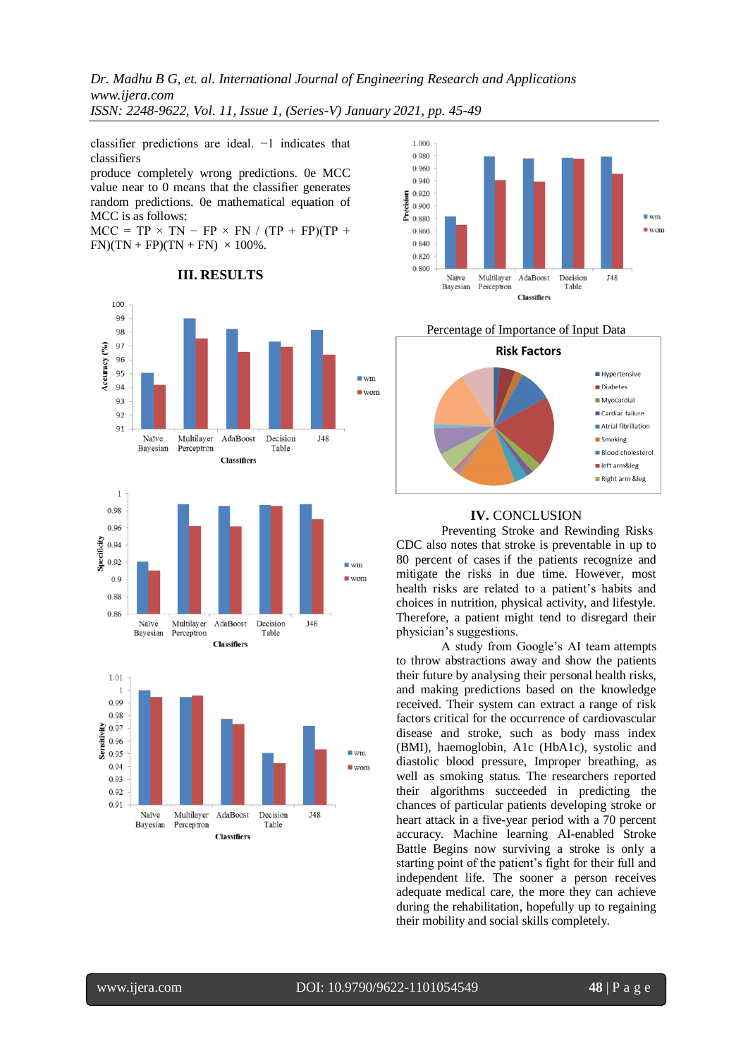classifier predictions are ideal. −1 indicates that classifiers
produce completely wrong predictions. 0e MCC value near to 0 means that the classifier generates random predictions. 0e mathematical equation of MCC is as follows:

MCC = TP × TN − FP × FN / (TP + FP)(TP + FN)(TN + FP)(TN + FN) × 100%.

## III. RESULTS

Percentage of Importance of Input Data

## IV. CONCLUSION

Preventing Stroke and Rewinding Risks

CDC also notes that stroke is preventable in up to 80 percent of cases if the patients recognize and mitigate the risks in due time. However, most health risks are related to a patient's habits and choices in nutrition, physical activity, and lifestyle. Therefore, a patient might tend to disregard their physician's suggestions.

A study from Google's AI team attempts to throw abstractions away and show the patients their future by analysing their personal health risks, and making predictions based on the knowledge received. Their system can extract a range of risk factors critical for the occurrence of cardiovascular disease and stroke, such as body mass index (BMI), haemoglobin, A1c (HbA1c), systolic and diastolic blood pressure, Improper breathing, as well as smoking status. The researchers reported their algorithms succeeded in predicting the chances of particular patients developing stroke or heart attack in a five-year period with a 70 percent accuracy. Machine learning AI-enabled Stroke Battle Begins now surviving a stroke is only a starting point of the patient's fight for their full and independent life. The sooner a person receives adequate medical care, the more they can achieve during the rehabilitation, hopefully up to regaining their mobility and social skills completely.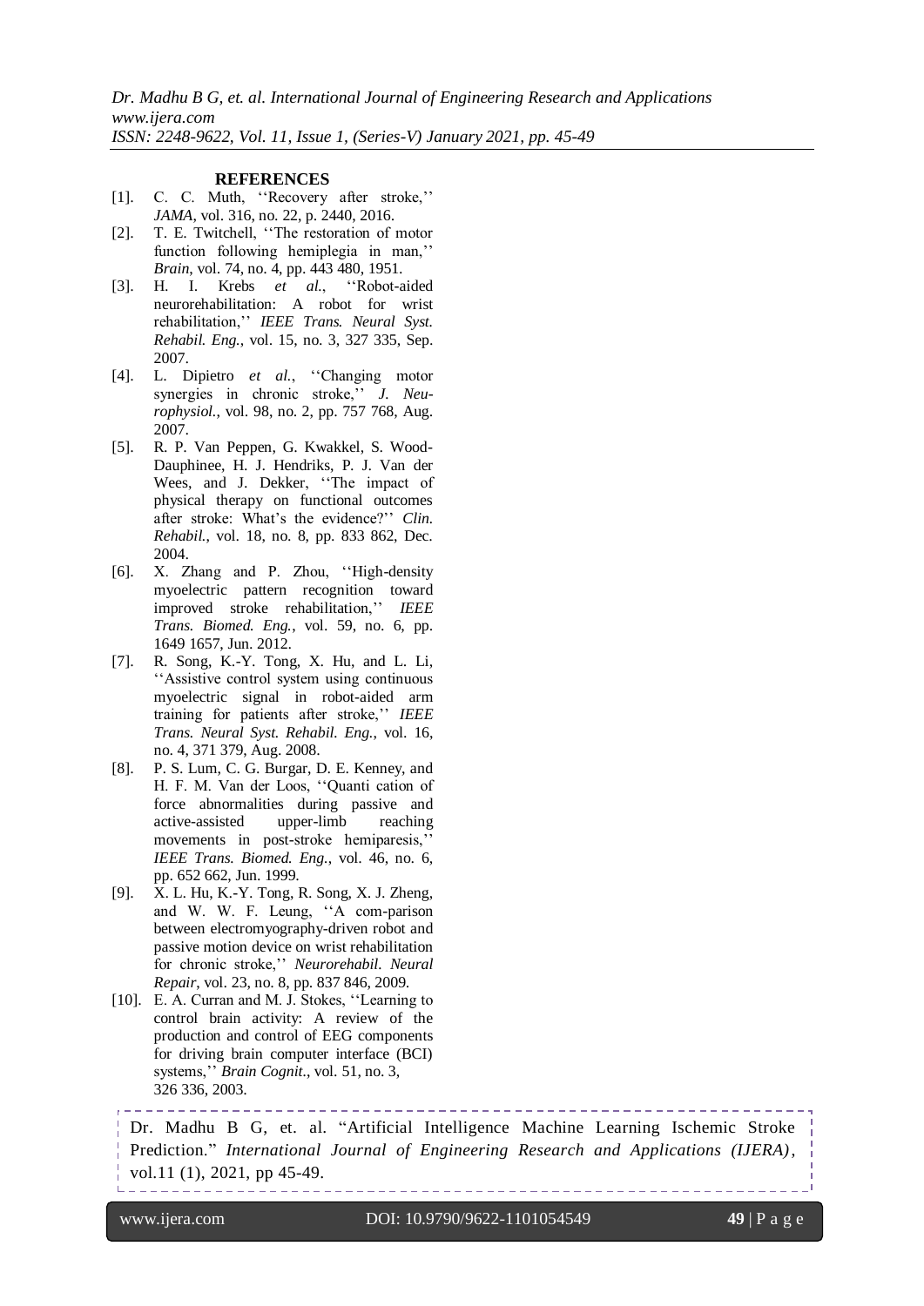## REFERENCES

[1]. C. C. Muth, ''Recovery after stroke,'' *JAMA*, vol. 316, no. 22, p. 2440, 2016.

[2]. T. E. Twitchell, ''The restoration of motor function following hemiplegia in man,'' *Brain*, vol. 74, no. 4, pp. 443 480, 1951.

[3]. H. I. Krebs *et al.*, ''Robot-aided neurorehabilitation: A robot for wrist rehabilitation,'' *IEEE Trans. Neural Syst. Rehabil. Eng.*, vol. 15, no. 3, 327 335, Sep. 2007.

[4]. L. Dipietro *et al.*, ''Changing motor synergies in chronic stroke,'' *J. Neurophysiol.*, vol. 98, no. 2, pp. 757 768, Aug. 2007.

[5]. R. P. Van Peppen, G. Kwakkel, S. Wood-Dauphinee, H. J. Hendriks, P. J. Van der Wees, and J. Dekker, ''The impact of physical therapy on functional outcomes after stroke: What's the evidence?'' *Clin. Rehabil.*, vol. 18, no. 8, pp. 833 862, Dec. 2004.

[6]. X. Zhang and P. Zhou, ''High-density myoelectric pattern recognition toward improved stroke rehabilitation,'' *IEEE Trans. Biomed. Eng.*, vol. 59, no. 6, pp. 1649 1657, Jun. 2012.

[7]. R. Song, K.-Y. Tong, X. Hu, and L. Li, ''Assistive control system using continuous myoelectric signal in robot-aided arm training for patients after stroke,'' *IEEE Trans. Neural Syst. Rehabil. Eng.*, vol. 16, no. 4, 371 379, Aug. 2008.

[8]. P. S. Lum, C. G. Burgar, D. E. Kenney, and H. F. M. Van der Loos, ''Quanti cation of force abnormalities during passive and active-assisted upper-limb reaching movements in post-stroke hemiparesis,'' *IEEE Trans. Biomed. Eng.*, vol. 46, no. 6, pp. 652 662, Jun. 1999.

[9]. X. L. Hu, K.-Y. Tong, R. Song, X. J. Zheng, and W. W. F. Leung, ''A com-parison between electromyography-driven robot and passive motion device on wrist rehabilitation for chronic stroke,'' *Neurorehabil. Neural Repair*, vol. 23, no. 8, pp. 837 846, 2009.

[10]. E. A. Curran and M. J. Stokes, ''Learning to control brain activity: A review of the production and control of EEG components for driving brain computer interface (BCI) systems,'' *Brain Cognit.*, vol. 51, no. 3, 326 336, 2003.

Dr. Madhu B G, et. al. "Artificial Intelligence Machine Learning Ischemic Stroke Prediction." *International Journal of Engineering Research and Applications (IJERA)*, vol.11 (1), 2021, pp 45-49.